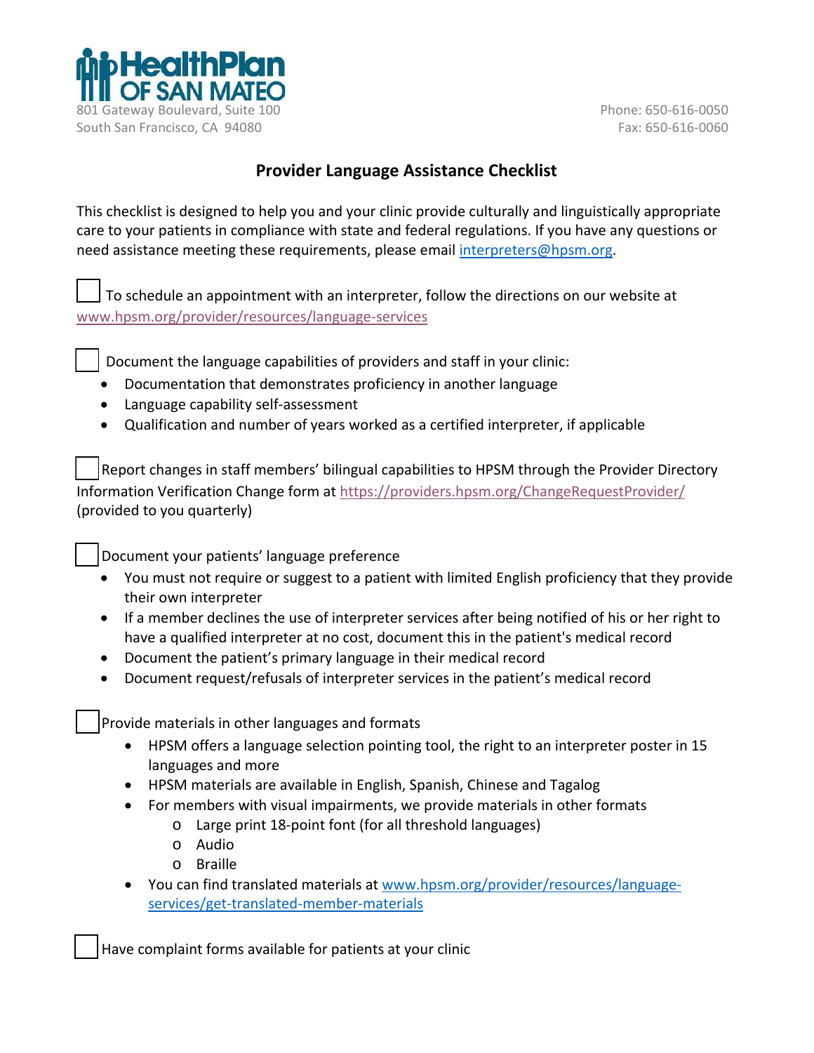**HealthPlan OF SAN MATEO**

801 Gateway Boulevard, Suite 100
South San Francisco, CA 94080

Phone: 650-616-0050
Fax: 650-616-0060

# Provider Language Assistance Checklist

This checklist is designed to help you and your clinic provide culturally and linguistically appropriate care to your patients in compliance with state and federal regulations. If you have any questions or need assistance meeting these requirements, please email interpreters@hpsm.org.

- [ ] To schedule an appointment with an interpreter, follow the directions on our website at www.hpsm.org/provider/resources/language-services

- [ ] Document the language capabilities of providers and staff in your clinic:
  - Documentation that demonstrates proficiency in another language
  - Language capability self-assessment
  - Qualification and number of years worked as a certified interpreter, if applicable

- [ ] Report changes in staff members' bilingual capabilities to HPSM through the Provider Directory Information Verification Change form at https://providers.hpsm.org/ChangeRequestProvider/ (provided to you quarterly)

- [ ] Document your patients' language preference
  - You must not require or suggest to a patient with limited English proficiency that they provide their own interpreter
  - If a member declines the use of interpreter services after being notified of his or her right to have a qualified interpreter at no cost, document this in the patient's medical record
  - Document the patient's primary language in their medical record
  - Document request/refusals of interpreter services in the patient's medical record

- [ ] Provide materials in other languages and formats
  - HPSM offers a language selection pointing tool, the right to an interpreter poster in 15 languages and more
  - HPSM materials are available in English, Spanish, Chinese and Tagalog
  - For members with visual impairments, we provide materials in other formats
    - Large print 18-point font (for all threshold languages)
    - Audio
    - Braille
  - You can find translated materials at www.hpsm.org/provider/resources/language-services/get-translated-member-materials

- [ ] Have complaint forms available for patients at your clinic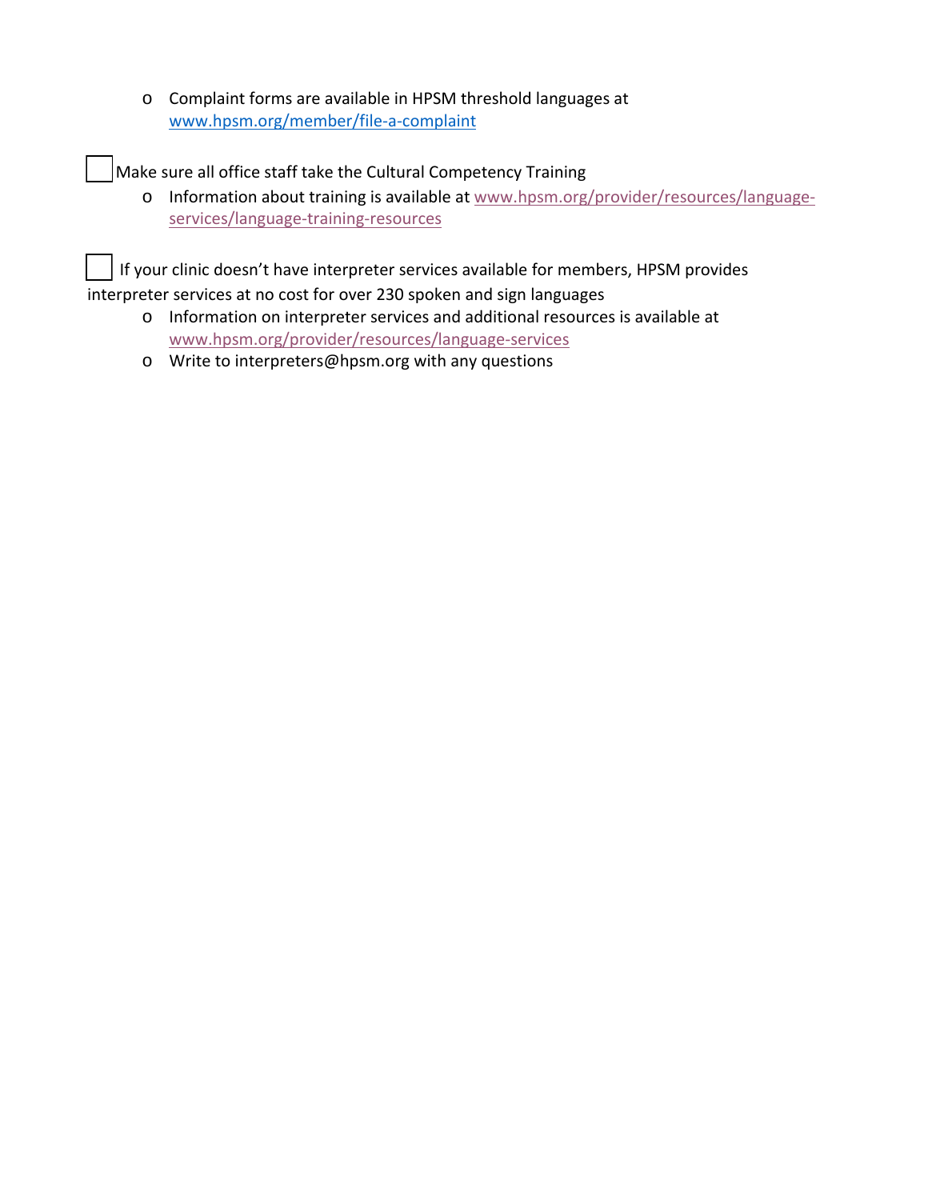- Complaint forms are available in HPSM threshold languages at [www.hpsm.org/member/file-a-complaint](http://www.hpsm.org/member/file-a-complaint)

☐ Make sure all office staff take the Cultural Competency Training

  - Information about training is available at [www.hpsm.org/provider/resources/language-services/language-training-resources](http://www.hpsm.org/provider/resources/language-services/language-training-resources)

☐ If your clinic doesn't have interpreter services available for members, HPSM provides interpreter services at no cost for over 230 spoken and sign languages

  - Information on interpreter services and additional resources is available at [www.hpsm.org/provider/resources/language-services](http://www.hpsm.org/provider/resources/language-services)
  - Write to interpreters@hpsm.org with any questions